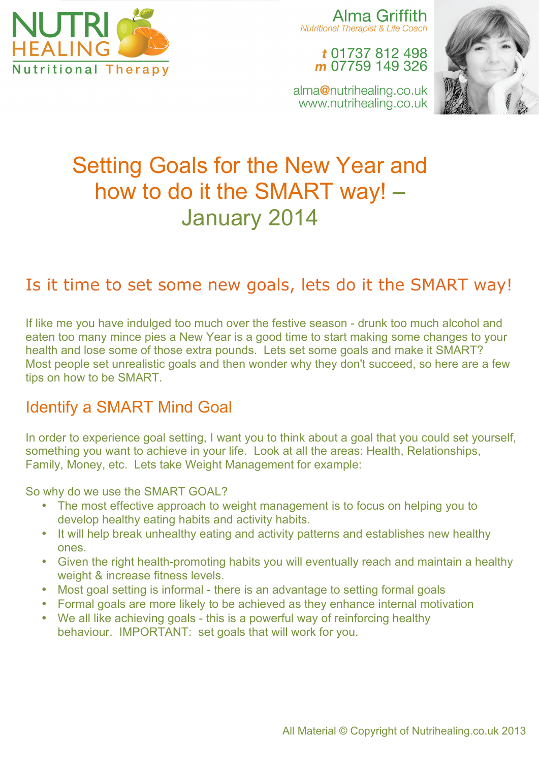NUTRI HEALING
Nutritional Therapy

Alma Griffith
*Nutritional Therapist & Life Coach*

**t** 01737 812 498
**m** 07759 149 326

alma@nutrihealing.co.uk
www.nutrihealing.co.uk

# Setting Goals for the New Year and how to do it the SMART way! – January 2014

## Is it time to set some new goals, lets do it the SMART way!

If like me you have indulged too much over the festive season - drunk too much alcohol and eaten too many mince pies a New Year is a good time to start making some changes to your health and lose some of those extra pounds. Lets set some goals and make it SMART? Most people set unrealistic goals and then wonder why they don't succeed, so here are a few tips on how to be SMART.

## Identify a SMART Mind Goal

In order to experience goal setting, I want you to think about a goal that you could set yourself, something you want to achieve in your life. Look at all the areas: Health, Relationships, Family, Money, etc. Lets take Weight Management for example:

So why do we use the SMART GOAL?

- The most effective approach to weight management is to focus on helping you to develop healthy eating habits and activity habits.
- It will help break unhealthy eating and activity patterns and establishes new healthy ones.
- Given the right health-promoting habits you will eventually reach and maintain a healthy weight & increase fitness levels.
- Most goal setting is informal - there is an advantage to setting formal goals
- Formal goals are more likely to be achieved as they enhance internal motivation
- We all like achieving goals - this is a powerful way of reinforcing healthy behaviour. IMPORTANT: set goals that will work for you.

All Material © Copyright of Nutrihealing.co.uk 2013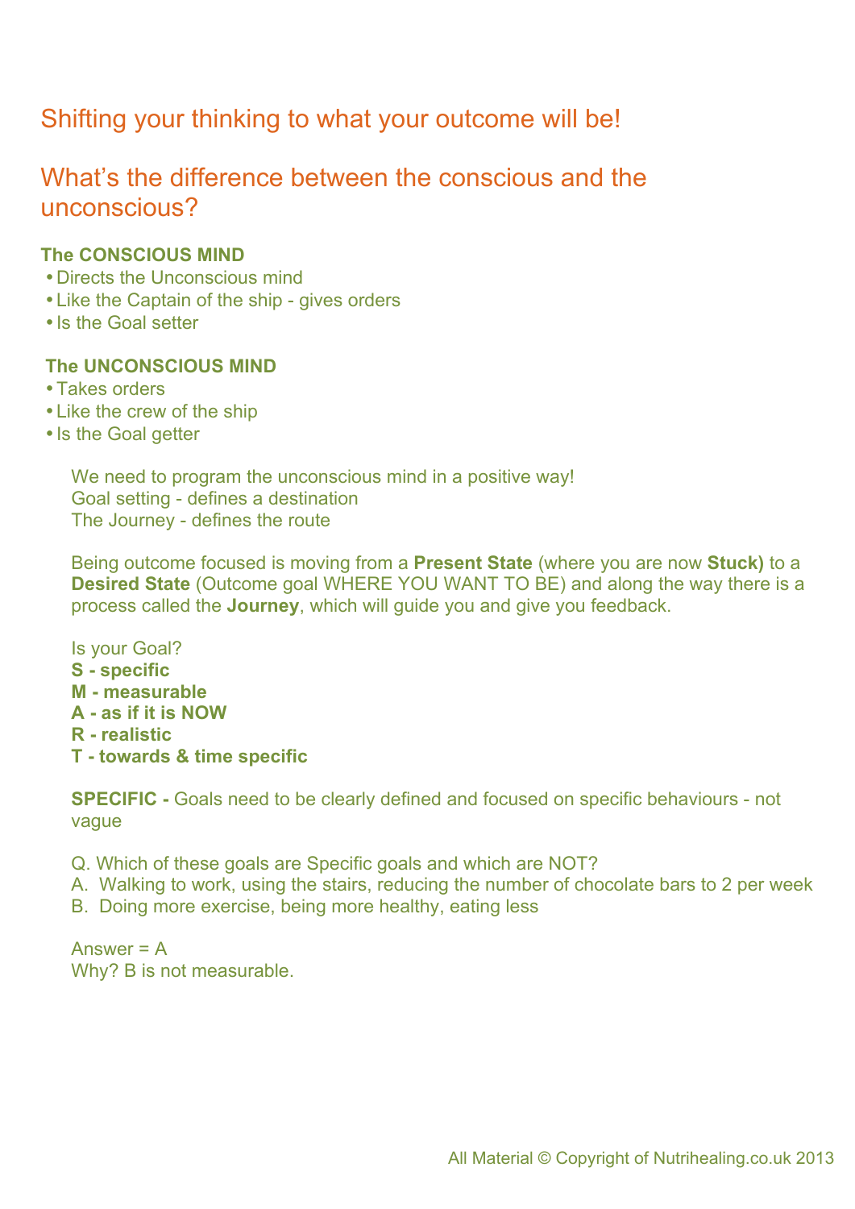## Shifting your thinking to what your outcome will be!

## What's the difference between the conscious and the unconscious?

**The CONSCIOUS MIND**

- Directs the Unconscious mind
- Like the Captain of the ship - gives orders
- Is the Goal setter

**The UNCONSCIOUS MIND**

- Takes orders
- Like the crew of the ship
- Is the Goal getter

We need to program the unconscious mind in a positive way!
Goal setting - defines a destination
The Journey - defines the route

Being outcome focused is moving from a **Present State** (where you are now **Stuck)** to a **Desired State** (Outcome goal WHERE YOU WANT TO BE) and along the way there is a process called the **Journey**, which will guide you and give you feedback.

Is your Goal?
**S - specific**
**M - measurable**
**A - as if it is NOW**
**R - realistic**
**T - towards & time specific**

**SPECIFIC -** Goals need to be clearly defined and focused on specific behaviours - not vague

Q. Which of these goals are Specific goals and which are NOT?
A. Walking to work, using the stairs, reducing the number of chocolate bars to 2 per week
B. Doing more exercise, being more healthy, eating less

Answer = A
Why? B is not measurable.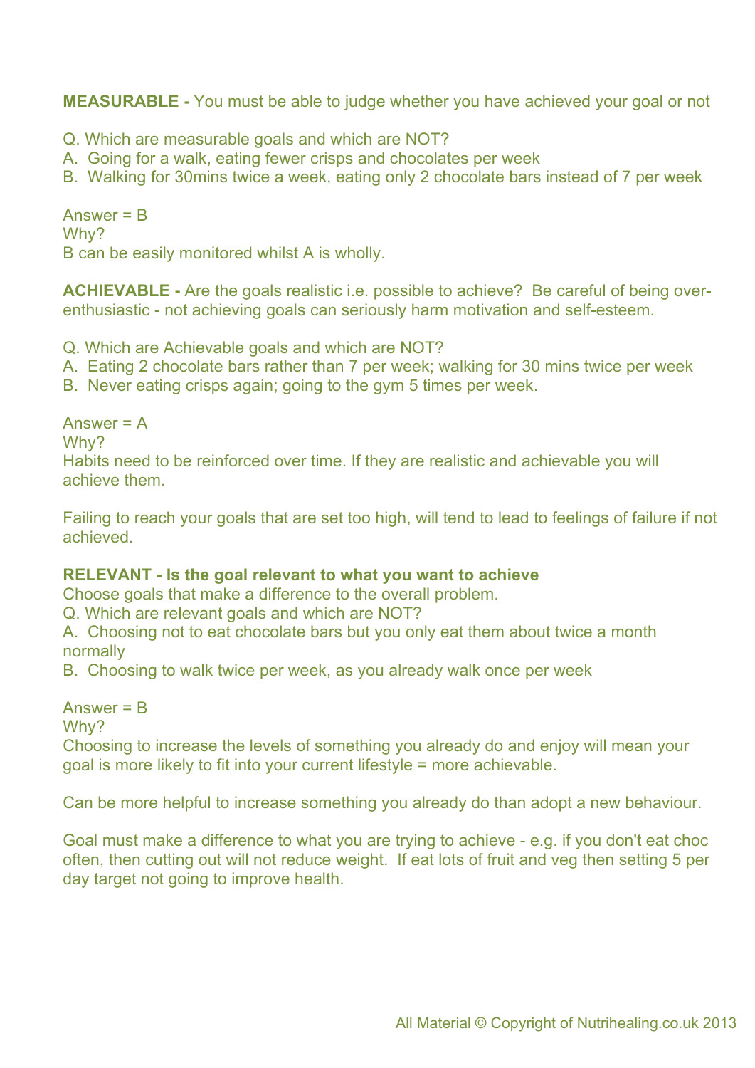**MEASURABLE -** You must be able to judge whether you have achieved your goal or not

Q. Which are measurable goals and which are NOT?
A. Going for a walk, eating fewer crisps and chocolates per week
B. Walking for 30mins twice a week, eating only 2 chocolate bars instead of 7 per week

Answer = B
Why?
B can be easily monitored whilst A is wholly.

**ACHIEVABLE -** Are the goals realistic i.e. possible to achieve? Be careful of being over-enthusiastic - not achieving goals can seriously harm motivation and self-esteem.

Q. Which are Achievable goals and which are NOT?
A. Eating 2 chocolate bars rather than 7 per week; walking for 30 mins twice per week
B. Never eating crisps again; going to the gym 5 times per week.

Answer = A
Why?
Habits need to be reinforced over time. If they are realistic and achievable you will achieve them.

Failing to reach your goals that are set too high, will tend to lead to feelings of failure if not achieved.

**RELEVANT - Is the goal relevant to what you want to achieve**
Choose goals that make a difference to the overall problem.
Q. Which are relevant goals and which are NOT?
A. Choosing not to eat chocolate bars but you only eat them about twice a month normally
B. Choosing to walk twice per week, as you already walk once per week

Answer = B
Why?
Choosing to increase the levels of something you already do and enjoy will mean your goal is more likely to fit into your current lifestyle = more achievable.

Can be more helpful to increase something you already do than adopt a new behaviour.

Goal must make a difference to what you are trying to achieve - e.g. if you don't eat choc often, then cutting out will not reduce weight. If eat lots of fruit and veg then setting 5 per day target not going to improve health.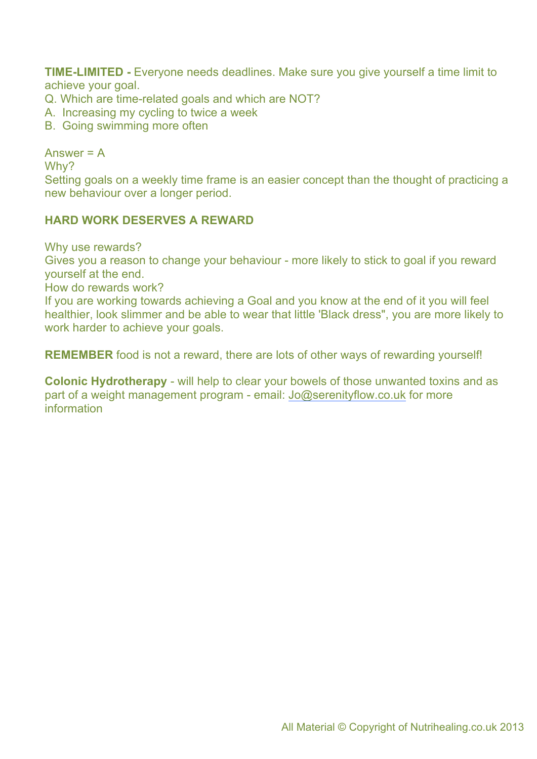**TIME-LIMITED -** Everyone needs deadlines. Make sure you give yourself a time limit to achieve your goal.

Q. Which are time-related goals and which are NOT?

A. Increasing my cycling to twice a week

B. Going swimming more often

Answer = A

Why?

Setting goals on a weekly time frame is an easier concept than the thought of practicing a new behaviour over a longer period.

**HARD WORK DESERVES A REWARD**

Why use rewards?

Gives you a reason to change your behaviour - more likely to stick to goal if you reward yourself at the end.

How do rewards work?

If you are working towards achieving a Goal and you know at the end of it you will feel healthier, look slimmer and be able to wear that little 'Black dress", you are more likely to work harder to achieve your goals.

**REMEMBER** food is not a reward, there are lots of other ways of rewarding yourself!

**Colonic Hydrotherapy** - will help to clear your bowels of those unwanted toxins and as part of a weight management program - email: Jo@serenityflow.co.uk for more information

All Material © Copyright of Nutrihealing.co.uk 2013